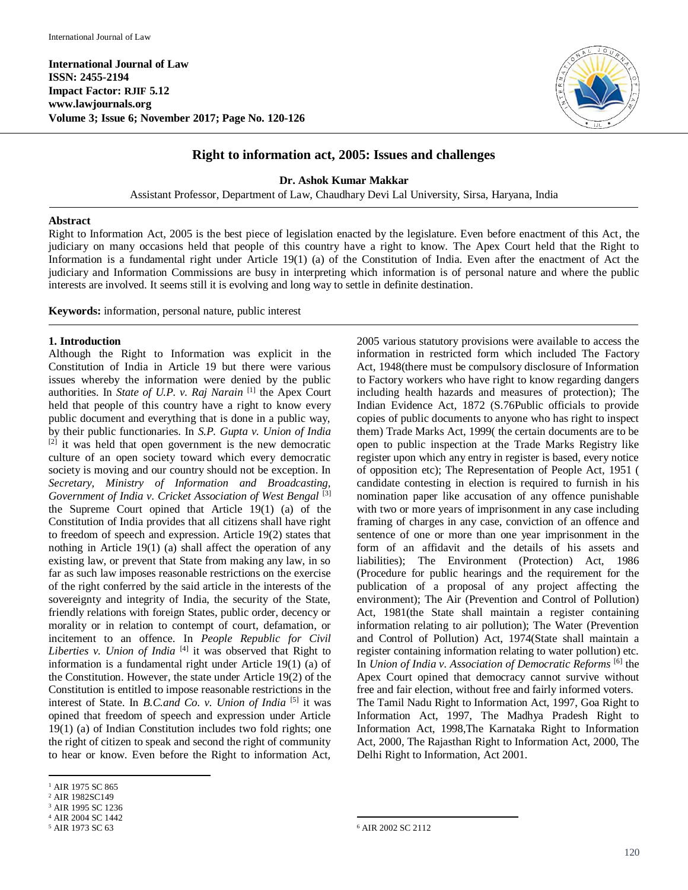**International Journal of Law**
**ISSN: 2455-2194**
**Impact Factor: RJIF 5.12**
**www.lawjournals.org**
**Volume 3; Issue 6; November 2017; Page No. 120-126**

# Right to information act, 2005: Issues and challenges

**Dr. Ashok Kumar Makkar**

Assistant Professor, Department of Law, Chaudhary Devi Lal University, Sirsa, Haryana, India

## Abstract

Right to Information Act, 2005 is the best piece of legislation enacted by the legislature. Even before enactment of this Act, the judiciary on many occasions held that people of this country have a right to know. The Apex Court held that the Right to Information is a fundamental right under Article 19(1) (a) of the Constitution of India. Even after the enactment of Act the judiciary and Information Commissions are busy in interpreting which information is of personal nature and where the public interests are involved. It seems still it is evolving and long way to settle in definite destination.

**Keywords:** information, personal nature, public interest

## 1. Introduction

Although the Right to Information was explicit in the Constitution of India in Article 19 but there were various issues whereby the information were denied by the public authorities. In *State of U.P. v. Raj Narain* [1] the Apex Court held that people of this country have a right to know every public document and everything that is done in a public way, by their public functionaries. In *S.P. Gupta v. Union of India* [2] it was held that open government is the new democratic culture of an open society toward which every democratic society is moving and our country should not be exception. In *Secretary, Ministry of Information and Broadcasting, Government of India v. Cricket Association of West Bengal* [3] the Supreme Court opined that Article 19(1) (a) of the Constitution of India provides that all citizens shall have right to freedom of speech and expression. Article 19(2) states that nothing in Article 19(1) (a) shall affect the operation of any existing law, or prevent that State from making any law, in so far as such law imposes reasonable restrictions on the exercise of the right conferred by the said article in the interests of the sovereignty and integrity of India, the security of the State, friendly relations with foreign States, public order, decency or morality or in relation to contempt of court, defamation, or incitement to an offence. In *People Republic for Civil Liberties v. Union of India* [4] it was observed that Right to information is a fundamental right under Article 19(1) (a) of the Constitution. However, the state under Article 19(2) of the Constitution is entitled to impose reasonable restrictions in the interest of State. In *B.C.and Co. v. Union of India* [5] it was opined that freedom of speech and expression under Article 19(1) (a) of Indian Constitution includes two fold rights; one the right of citizen to speak and second the right of community to hear or know. Even before the Right to information Act, 2005 various statutory provisions were available to access the information in restricted form which included The Factory Act, 1948(there must be compulsory disclosure of Information to Factory workers who have right to know regarding dangers including health hazards and measures of protection); The Indian Evidence Act, 1872 (S.76Public officials to provide copies of public documents to anyone who has right to inspect them) Trade Marks Act, 1999( the certain documents are to be open to public inspection at the Trade Marks Registry like register upon which any entry in register is based, every notice of opposition etc); The Representation of People Act, 1951 ( candidate contesting in election is required to furnish in his nomination paper like accusation of any offence punishable with two or more years of imprisonment in any case including framing of charges in any case, conviction of an offence and sentence of one or more than one year imprisonment in the form of an affidavit and the details of his assets and liabilities); The Environment (Protection) Act, 1986 (Procedure for public hearings and the requirement for the publication of a proposal of any project affecting the environment); The Air (Prevention and Control of Pollution) Act, 1981(the State shall maintain a register containing information relating to air pollution); The Water (Prevention and Control of Pollution) Act, 1974(State shall maintain a register containing information relating to water pollution) etc. In *Union of India v. Association of Democratic Reforms* [6] the Apex Court opined that democracy cannot survive without free and fair election, without free and fairly informed voters.

The Tamil Nadu Right to Information Act, 1997, Goa Right to Information Act, 1997, The Madhya Pradesh Right to Information Act, 1998,The Karnataka Right to Information Act, 2000, The Rajasthan Right to Information Act, 2000, The Delhi Right to Information, Act 2001.

---

[1] AIR 1975 SC 865
[2] AIR 1982SC149
[3] AIR 1995 SC 1236
[4] AIR 2004 SC 1442
[5] AIR 1973 SC 63
[6] AIR 2002 SC 2112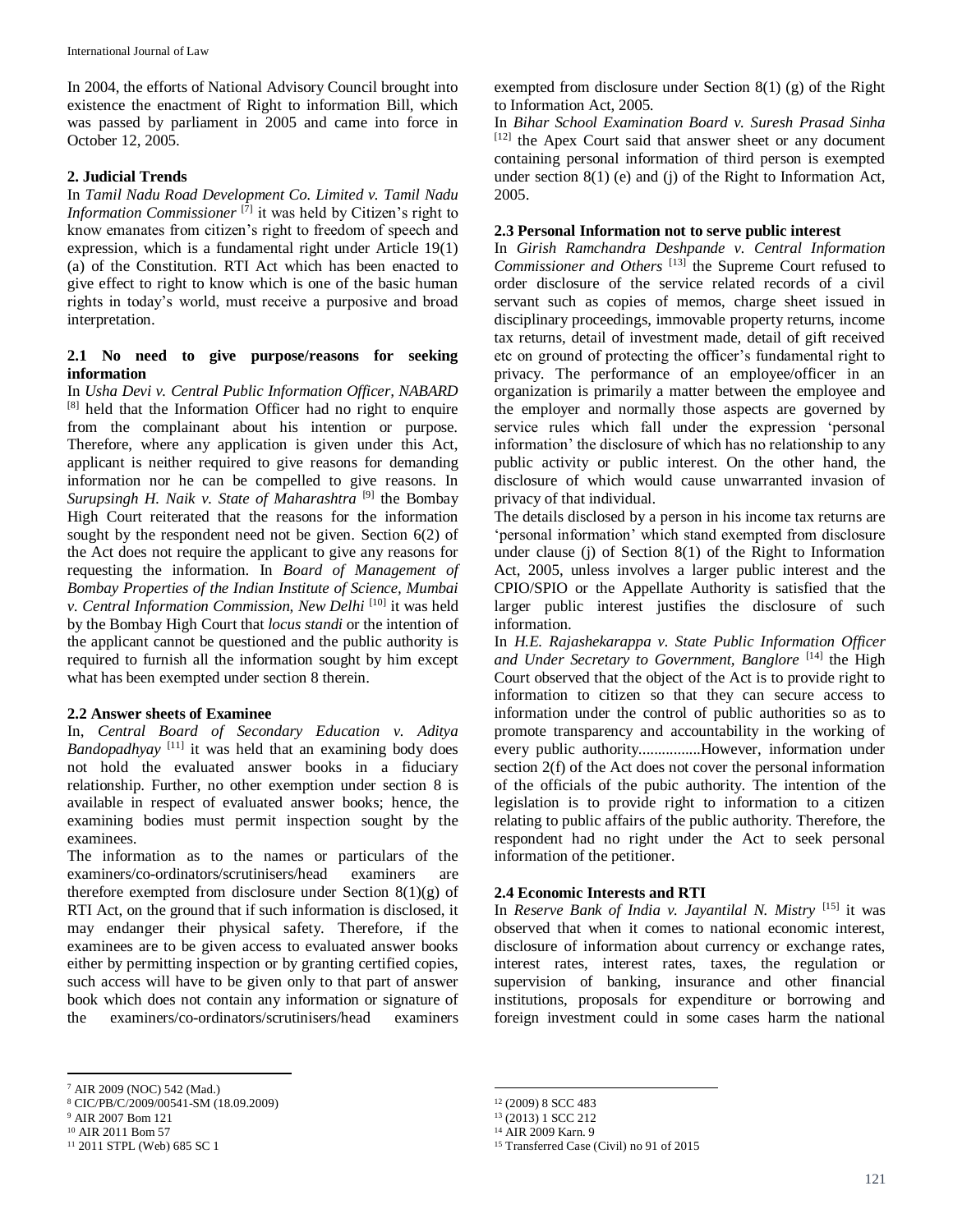In 2004, the efforts of National Advisory Council brought into existence the enactment of Right to information Bill, which was passed by parliament in 2005 and came into force in October 12, 2005.

## 2. Judicial Trends

In *Tamil Nadu Road Development Co. Limited v. Tamil Nadu Information Commissioner* [7] it was held by Citizen's right to know emanates from citizen's right to freedom of speech and expression, which is a fundamental right under Article 19(1) (a) of the Constitution. RTI Act which has been enacted to give effect to right to know which is one of the basic human rights in today's world, must receive a purposive and broad interpretation.

### 2.1 No need to give purpose/reasons for seeking information

In *Usha Devi v. Central Public Information Officer, NABARD* [8] held that the Information Officer had no right to enquire from the complainant about his intention or purpose. Therefore, where any application is given under this Act, applicant is neither required to give reasons for demanding information nor he can be compelled to give reasons. In *Surupsingh H. Naik v. State of Maharashtra* [9] the Bombay High Court reiterated that the reasons for the information sought by the respondent need not be given. Section 6(2) of the Act does not require the applicant to give any reasons for requesting the information. In *Board of Management of Bombay Properties of the Indian Institute of Science, Mumbai v. Central Information Commission, New Delhi* [10] it was held by the Bombay High Court that *locus standi* or the intention of the applicant cannot be questioned and the public authority is required to furnish all the information sought by him except what has been exempted under section 8 therein.

### 2.2 Answer sheets of Examinee

In, *Central Board of Secondary Education v. Aditya Bandopadhyay* [11] it was held that an examining body does not hold the evaluated answer books in a fiduciary relationship. Further, no other exemption under section 8 is available in respect of evaluated answer books; hence, the examining bodies must permit inspection sought by the examinees.

The information as to the names or particulars of the examiners/co-ordinators/scrutinisers/head examiners are therefore exempted from disclosure under Section 8(1)(g) of RTI Act, on the ground that if such information is disclosed, it may endanger their physical safety. Therefore, if the examinees are to be given access to evaluated answer books either by permitting inspection or by granting certified copies, such access will have to be given only to that part of answer book which does not contain any information or signature of the examiners/co-ordinators/scrutinisers/head examiners exempted from disclosure under Section 8(1) (g) of the Right to Information Act, 2005.

In *Bihar School Examination Board v. Suresh Prasad Sinha* [12] the Apex Court said that answer sheet or any document containing personal information of third person is exempted under section 8(1) (e) and (j) of the Right to Information Act, 2005.

### 2.3 Personal Information not to serve public interest

In *Girish Ramchandra Deshpande v. Central Information Commissioner and Others* [13] the Supreme Court refused to order disclosure of the service related records of a civil servant such as copies of memos, charge sheet issued in disciplinary proceedings, immovable property returns, income tax returns, detail of investment made, detail of gift received etc on ground of protecting the officer's fundamental right to privacy. The performance of an employee/officer in an organization is primarily a matter between the employee and the employer and normally those aspects are governed by service rules which fall under the expression 'personal information' the disclosure of which has no relationship to any public activity or public interest. On the other hand, the disclosure of which would cause unwarranted invasion of privacy of that individual.

The details disclosed by a person in his income tax returns are 'personal information' which stand exempted from disclosure under clause (j) of Section 8(1) of the Right to Information Act, 2005, unless involves a larger public interest and the CPIO/SPIO or the Appellate Authority is satisfied that the larger public interest justifies the disclosure of such information.

In *H.E. Rajashekarappa v. State Public Information Officer and Under Secretary to Government, Banglore* [14] the High Court observed that the object of the Act is to provide right to information to citizen so that they can secure access to information under the control of public authorities so as to promote transparency and accountability in the working of every public authority................However, information under section 2(f) of the Act does not cover the personal information of the officials of the pubic authority. The intention of the legislation is to provide right to information to a citizen relating to public affairs of the public authority. Therefore, the respondent had no right under the Act to seek personal information of the petitioner.

### 2.4 Economic Interests and RTI

In *Reserve Bank of India v. Jayantilal N. Mistry* [15] it was observed that when it comes to national economic interest, disclosure of information about currency or exchange rates, interest rates, interest rates, taxes, the regulation or supervision of banking, insurance and other financial institutions, proposals for expenditure or borrowing and foreign investment could in some cases harm the national

---

7 AIR 2009 (NOC) 542 (Mad.)
8 CIC/PB/C/2009/00541-SM (18.09.2009)
9 AIR 2007 Bom 121
10 AIR 2011 Bom 57
11 2011 STPL (Web) 685 SC 1
12 (2009) 8 SCC 483
13 (2013) 1 SCC 212
14 AIR 2009 Karn. 9
15 Transferred Case (Civil) no 91 of 2015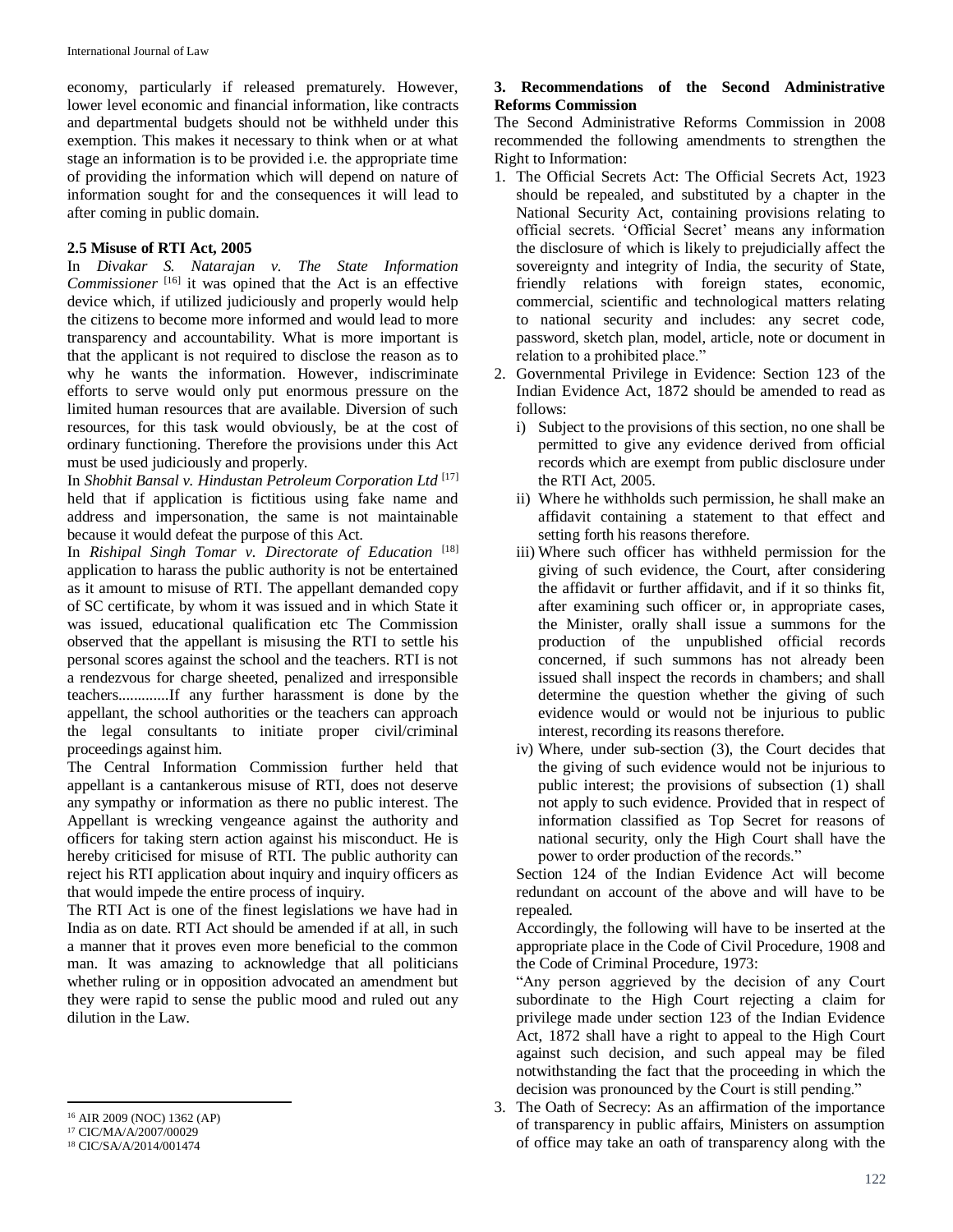economy, particularly if released prematurely. However, lower level economic and financial information, like contracts and departmental budgets should not be withheld under this exemption. This makes it necessary to think when or at what stage an information is to be provided i.e. the appropriate time of providing the information which will depend on nature of information sought for and the consequences it will lead to after coming in public domain.

### 2.5 Misuse of RTI Act, 2005

In *Divakar S. Natarajan v. The State Information Commissioner* [16] it was opined that the Act is an effective device which, if utilized judiciously and properly would help the citizens to become more informed and would lead to more transparency and accountability. What is more important is that the applicant is not required to disclose the reason as to why he wants the information. However, indiscriminate efforts to serve would only put enormous pressure on the limited human resources that are available. Diversion of such resources, for this task would obviously, be at the cost of ordinary functioning. Therefore the provisions under this Act must be used judiciously and properly.

In *Shobhit Bansal v. Hindustan Petroleum Corporation Ltd* [17] held that if application is fictitious using fake name and address and impersonation, the same is not maintainable because it would defeat the purpose of this Act.

In *Rishipal Singh Tomar v. Directorate of Education* [18] application to harass the public authority is not be entertained as it amount to misuse of RTI. The appellant demanded copy of SC certificate, by whom it was issued and in which State it was issued, educational qualification etc The Commission observed that the appellant is misusing the RTI to settle his personal scores against the school and the teachers. RTI is not a rendezvous for charge sheeted, penalized and irresponsible teachers.............If any further harassment is done by the appellant, the school authorities or the teachers can approach the legal consultants to initiate proper civil/criminal proceedings against him.

The Central Information Commission further held that appellant is a cantankerous misuse of RTI, does not deserve any sympathy or information as there no public interest. The Appellant is wrecking vengeance against the authority and officers for taking stern action against his misconduct. He is hereby criticised for misuse of RTI. The public authority can reject his RTI application about inquiry and inquiry officers as that would impede the entire process of inquiry.

The RTI Act is one of the finest legislations we have had in India as on date. RTI Act should be amended if at all, in such a manner that it proves even more beneficial to the common man. It was amazing to acknowledge that all politicians whether ruling or in opposition advocated an amendment but they were rapid to sense the public mood and ruled out any dilution in the Law.

## 3. Recommendations of the Second Administrative Reforms Commission

The Second Administrative Reforms Commission in 2008 recommended the following amendments to strengthen the Right to Information:

1. The Official Secrets Act: The Official Secrets Act, 1923 should be repealed, and substituted by a chapter in the National Security Act, containing provisions relating to official secrets. 'Official Secret' means any information the disclosure of which is likely to prejudicially affect the sovereignty and integrity of India, the security of State, friendly relations with foreign states, economic, commercial, scientific and technological matters relating to national security and includes: any secret code, password, sketch plan, model, article, note or document in relation to a prohibited place."
2. Governmental Privilege in Evidence: Section 123 of the Indian Evidence Act, 1872 should be amended to read as follows:
   i) Subject to the provisions of this section, no one shall be permitted to give any evidence derived from official records which are exempt from public disclosure under the RTI Act, 2005.
   ii) Where he withholds such permission, he shall make an affidavit containing a statement to that effect and setting forth his reasons therefore.
   iii) Where such officer has withheld permission for the giving of such evidence, the Court, after considering the affidavit or further affidavit, and if it so thinks fit, after examining such officer or, in appropriate cases, the Minister, orally shall issue a summons for the production of the unpublished official records concerned, if such summons has not already been issued shall inspect the records in chambers; and shall determine the question whether the giving of such evidence would or would not be injurious to public interest, recording its reasons therefore.
   iv) Where, under sub-section (3), the Court decides that the giving of such evidence would not be injurious to public interest; the provisions of subsection (1) shall not apply to such evidence. Provided that in respect of information classified as Top Secret for reasons of national security, only the High Court shall have the power to order production of the records."

   Section 124 of the Indian Evidence Act will become redundant on account of the above and will have to be repealed.

   Accordingly, the following will have to be inserted at the appropriate place in the Code of Civil Procedure, 1908 and the Code of Criminal Procedure, 1973:

   "Any person aggrieved by the decision of any Court subordinate to the High Court rejecting a claim for privilege made under section 123 of the Indian Evidence Act, 1872 shall have a right to appeal to the High Court against such decision, and such appeal may be filed notwithstanding the fact that the proceeding in which the decision was pronounced by the Court is still pending."
3. The Oath of Secrecy: As an affirmation of the importance of transparency in public affairs, Ministers on assumption of office may take an oath of transparency along with the

[16] AIR 2009 (NOC) 1362 (AP)
[17] CIC/MA/A/2007/00029
[18] CIC/SA/A/2014/001474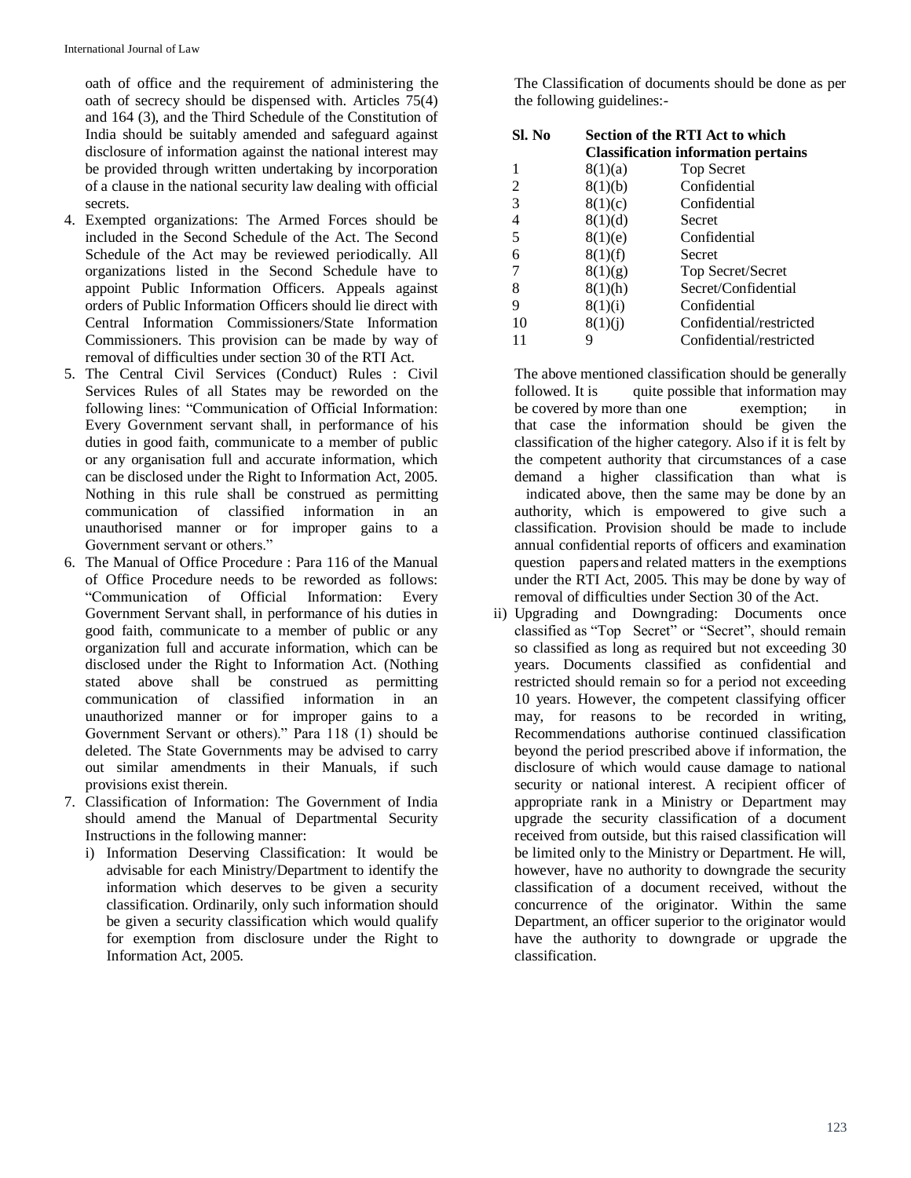oath of office and the requirement of administering the oath of secrecy should be dispensed with. Articles 75(4) and 164 (3), and the Third Schedule of the Constitution of India should be suitably amended and safeguard against disclosure of information against the national interest may be provided through written undertaking by incorporation of a clause in the national security law dealing with official secrets.

4. Exempted organizations: The Armed Forces should be included in the Second Schedule of the Act. The Second Schedule of the Act may be reviewed periodically. All organizations listed in the Second Schedule have to appoint Public Information Officers. Appeals against orders of Public Information Officers should lie direct with Central Information Commissioners/State Information Commissioners. This provision can be made by way of removal of difficulties under section 30 of the RTI Act.
5. The Central Civil Services (Conduct) Rules : Civil Services Rules of all States may be reworded on the following lines: "Communication of Official Information: Every Government servant shall, in performance of his duties in good faith, communicate to a member of public or any organisation full and accurate information, which can be disclosed under the Right to Information Act, 2005. Nothing in this rule shall be construed as permitting communication of classified information in an unauthorised manner or for improper gains to a Government servant or others."
6. The Manual of Office Procedure : Para 116 of the Manual of Office Procedure needs to be reworded as follows: "Communication of Official Information: Every Government Servant shall, in performance of his duties in good faith, communicate to a member of public or any organization full and accurate information, which can be disclosed under the Right to Information Act. (Nothing stated above shall be construed as permitting communication of classified information in an unauthorized manner or for improper gains to a Government Servant or others)." Para 118 (1) should be deleted. The State Governments may be advised to carry out similar amendments in their Manuals, if such provisions exist therein.
7. Classification of Information: The Government of India should amend the Manual of Departmental Security Instructions in the following manner:
   i) Information Deserving Classification: It would be advisable for each Ministry/Department to identify the information which deserves to be given a security classification. Ordinarily, only such information should be given a security classification which would qualify for exemption from disclosure under the Right to Information Act, 2005.

   The Classification of documents should be done as per the following guidelines:-

| Sl. No | Section of the RTI Act to which | Classification information pertains |
|---|---|---|
| 1 | 8(1)(a) | Top Secret |
| 2 | 8(1)(b) | Confidential |
| 3 | 8(1)(c) | Confidential |
| 4 | 8(1)(d) | Secret |
| 5 | 8(1)(e) | Confidential |
| 6 | 8(1)(f) | Secret |
| 7 | 8(1)(g) | Top Secret/Secret |
| 8 | 8(1)(h) | Secret/Confidential |
| 9 | 8(1)(i) | Confidential |
| 10 | 8(1)(j) | Confidential/restricted |
| 11 | 9 | Confidential/restricted |

   The above mentioned classification should be generally followed. It is quite possible that information may be covered by more than one exemption; in that case the information should be given the classification of the higher category. Also if it is felt by the competent authority that circumstances of a case demand a higher classification than what is indicated above, then the same may be done by an authority, which is empowered to give such a classification. Provision should be made to include annual confidential reports of officers and examination question papers and related matters in the exemptions under the RTI Act, 2005. This may be done by way of removal of difficulties under Section 30 of the Act.

   ii) Upgrading and Downgrading: Documents once classified as "Top Secret" or "Secret", should remain so classified as long as required but not exceeding 30 years. Documents classified as confidential and restricted should remain so for a period not exceeding 10 years. However, the competent classifying officer may, for reasons to be recorded in writing, Recommendations authorise continued classification beyond the period prescribed above if information, the disclosure of which would cause damage to national security or national interest. A recipient officer of appropriate rank in a Ministry or Department may upgrade the security classification of a document received from outside, but this raised classification will be limited only to the Ministry or Department. He will, however, have no authority to downgrade the security classification of a document received, without the concurrence of the originator. Within the same Department, an officer superior to the originator would have the authority to downgrade or upgrade the classification.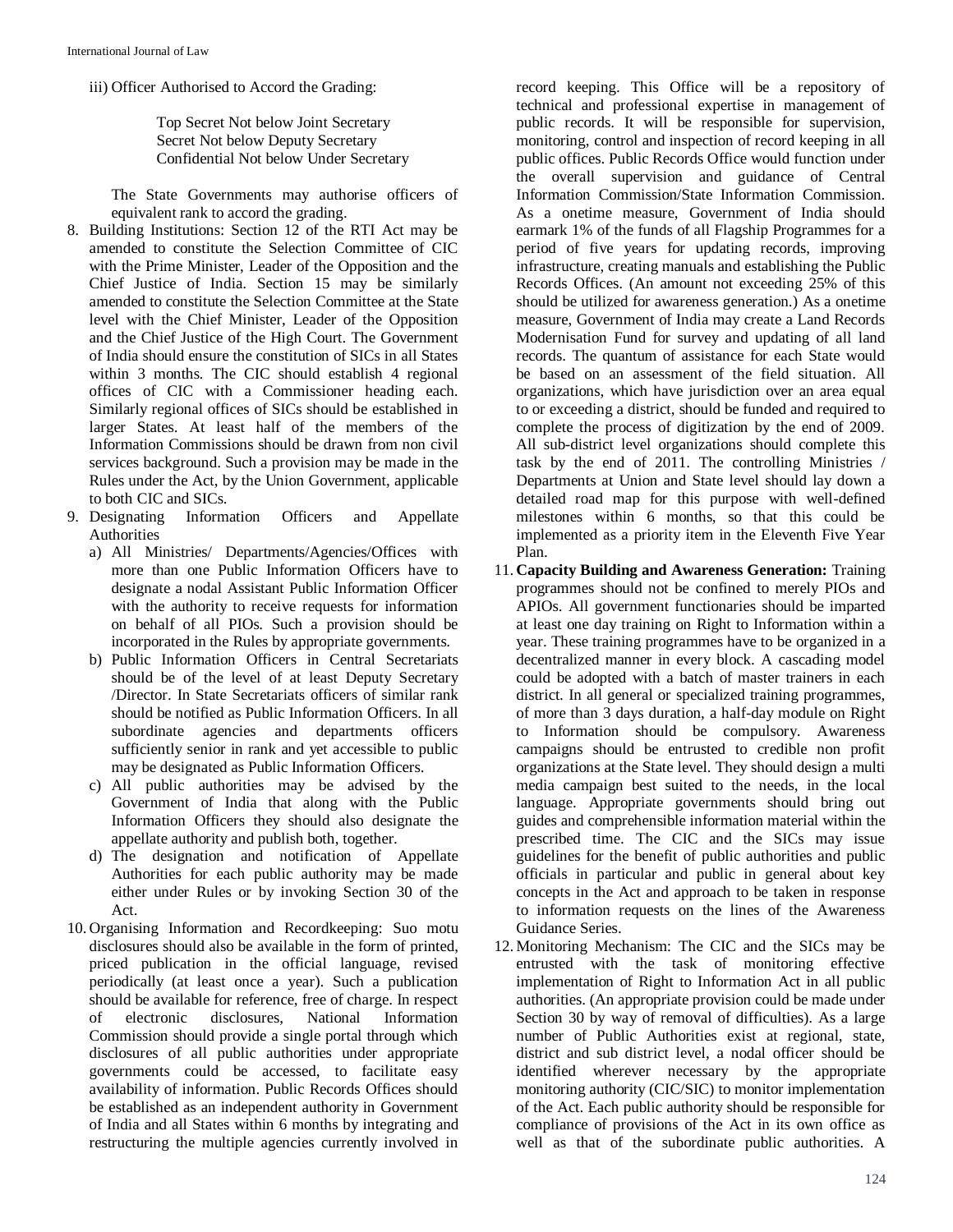iii) Officer Authorised to Accord the Grading:

Top Secret Not below Joint Secretary
Secret Not below Deputy Secretary
Confidential Not below Under Secretary

The State Governments may authorise officers of equivalent rank to accord the grading.

8. Building Institutions: Section 12 of the RTI Act may be amended to constitute the Selection Committee of CIC with the Prime Minister, Leader of the Opposition and the Chief Justice of India. Section 15 may be similarly amended to constitute the Selection Committee at the State level with the Chief Minister, Leader of the Opposition and the Chief Justice of the High Court. The Government of India should ensure the constitution of SICs in all States within 3 months. The CIC should establish 4 regional offices of CIC with a Commissioner heading each. Similarly regional offices of SICs should be established in larger States. At least half of the members of the Information Commissions should be drawn from non civil services background. Such a provision may be made in the Rules under the Act, by the Union Government, applicable to both CIC and SICs.
9. Designating Information Officers and Appellate Authorities
   a) All Ministries/ Departments/Agencies/Offices with more than one Public Information Officers have to designate a nodal Assistant Public Information Officer with the authority to receive requests for information on behalf of all PIOs. Such a provision should be incorporated in the Rules by appropriate governments.
   b) Public Information Officers in Central Secretariats should be of the level of at least Deputy Secretary /Director. In State Secretariats officers of similar rank should be notified as Public Information Officers. In all subordinate agencies and departments officers sufficiently senior in rank and yet accessible to public may be designated as Public Information Officers.
   c) All public authorities may be advised by the Government of India that along with the Public Information Officers they should also designate the appellate authority and publish both, together.
   d) The designation and notification of Appellate Authorities for each public authority may be made either under Rules or by invoking Section 30 of the Act.
10. Organising Information and Recordkeeping: Suo motu disclosures should also be available in the form of printed, priced publication in the official language, revised periodically (at least once a year). Such a publication should be available for reference, free of charge. In respect of electronic disclosures, National Information Commission should provide a single portal through which disclosures of all public authorities under appropriate governments could be accessed, to facilitate easy availability of information. Public Records Offices should be established as an independent authority in Government of India and all States within 6 months by integrating and restructuring the multiple agencies currently involved in record keeping. This Office will be a repository of technical and professional expertise in management of public records. It will be responsible for supervision, monitoring, control and inspection of record keeping in all public offices. Public Records Office would function under the overall supervision and guidance of Central Information Commission/State Information Commission. As a onetime measure, Government of India should earmark 1% of the funds of all Flagship Programmes for a period of five years for updating records, improving infrastructure, creating manuals and establishing the Public Records Offices. (An amount not exceeding 25% of this should be utilized for awareness generation.) As a onetime measure, Government of India may create a Land Records Modernisation Fund for survey and updating of all land records. The quantum of assistance for each State would be based on an assessment of the field situation. All organizations, which have jurisdiction over an area equal to or exceeding a district, should be funded and required to complete the process of digitization by the end of 2009. All sub-district level organizations should complete this task by the end of 2011. The controlling Ministries / Departments at Union and State level should lay down a detailed road map for this purpose with well-defined milestones within 6 months, so that this could be implemented as a priority item in the Eleventh Five Year Plan.
11. **Capacity Building and Awareness Generation:** Training programmes should not be confined to merely PIOs and APIOs. All government functionaries should be imparted at least one day training on Right to Information within a year. These training programmes have to be organized in a decentralized manner in every block. A cascading model could be adopted with a batch of master trainers in each district. In all general or specialized training programmes, of more than 3 days duration, a half-day module on Right to Information should be compulsory. Awareness campaigns should be entrusted to credible non profit organizations at the State level. They should design a multi media campaign best suited to the needs, in the local language. Appropriate governments should bring out guides and comprehensible information material within the prescribed time. The CIC and the SICs may issue guidelines for the benefit of public authorities and public officials in particular and public in general about key concepts in the Act and approach to be taken in response to information requests on the lines of the Awareness Guidance Series.
12. Monitoring Mechanism: The CIC and the SICs may be entrusted with the task of monitoring effective implementation of Right to Information Act in all public authorities. (An appropriate provision could be made under Section 30 by way of removal of difficulties). As a large number of Public Authorities exist at regional, state, district and sub district level, a nodal officer should be identified wherever necessary by the appropriate monitoring authority (CIC/SIC) to monitor implementation of the Act. Each public authority should be responsible for compliance of provisions of the Act in its own office as well as that of the subordinate public authorities. A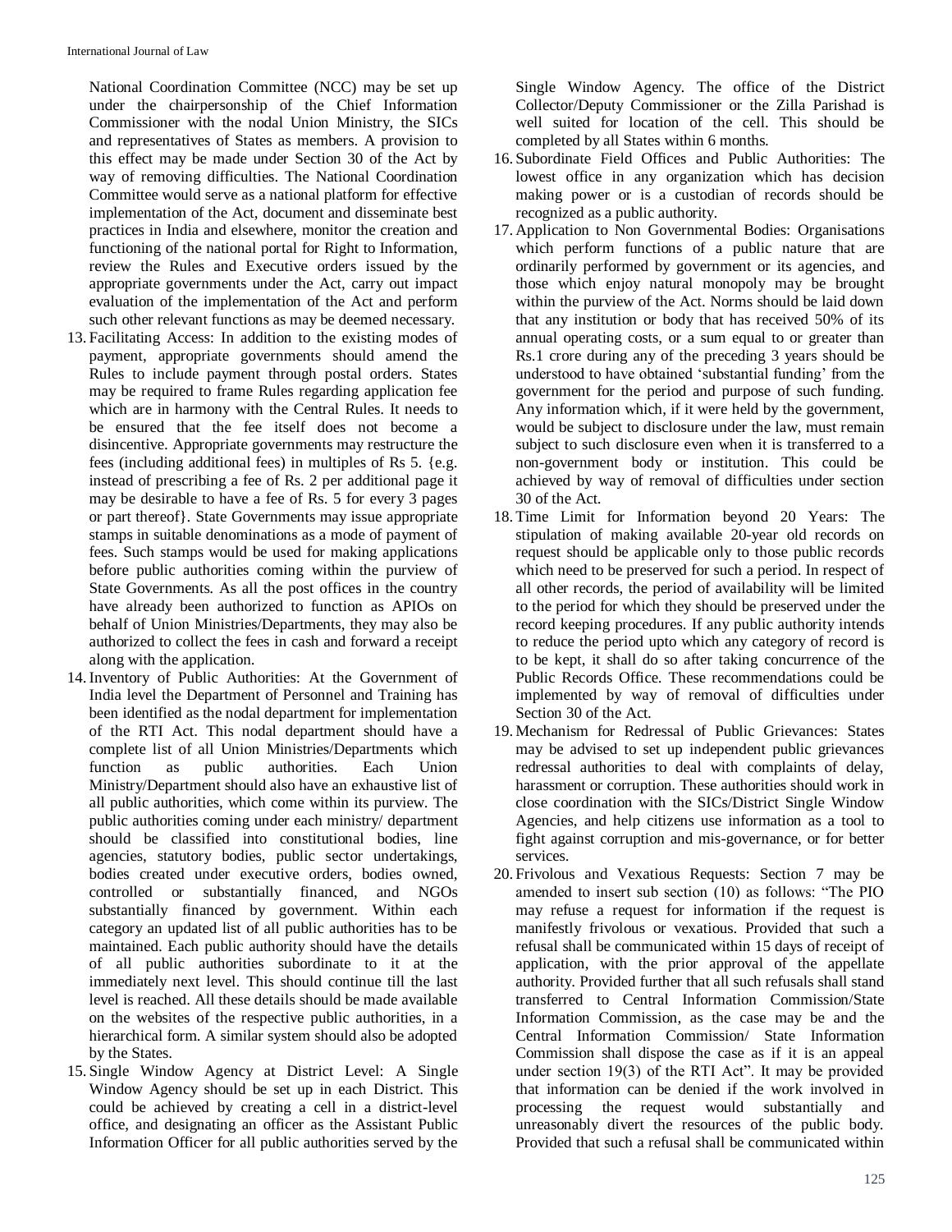National Coordination Committee (NCC) may be set up under the chairpersonship of the Chief Information Commissioner with the nodal Union Ministry, the SICs and representatives of States as members. A provision to this effect may be made under Section 30 of the Act by way of removing difficulties. The National Coordination Committee would serve as a national platform for effective implementation of the Act, document and disseminate best practices in India and elsewhere, monitor the creation and functioning of the national portal for Right to Information, review the Rules and Executive orders issued by the appropriate governments under the Act, carry out impact evaluation of the implementation of the Act and perform such other relevant functions as may be deemed necessary.

13. Facilitating Access: In addition to the existing modes of payment, appropriate governments should amend the Rules to include payment through postal orders. States may be required to frame Rules regarding application fee which are in harmony with the Central Rules. It needs to be ensured that the fee itself does not become a disincentive. Appropriate governments may restructure the fees (including additional fees) in multiples of Rs 5. {e.g. instead of prescribing a fee of Rs. 2 per additional page it may be desirable to have a fee of Rs. 5 for every 3 pages or part thereof}. State Governments may issue appropriate stamps in suitable denominations as a mode of payment of fees. Such stamps would be used for making applications before public authorities coming within the purview of State Governments. As all the post offices in the country have already been authorized to function as APIOs on behalf of Union Ministries/Departments, they may also be authorized to collect the fees in cash and forward a receipt along with the application.
14. Inventory of Public Authorities: At the Government of India level the Department of Personnel and Training has been identified as the nodal department for implementation of the RTI Act. This nodal department should have a complete list of all Union Ministries/Departments which function as public authorities. Each Union Ministry/Department should also have an exhaustive list of all public authorities, which come within its purview. The public authorities coming under each ministry/ department should be classified into constitutional bodies, line agencies, statutory bodies, public sector undertakings, bodies created under executive orders, bodies owned, controlled or substantially financed, and NGOs substantially financed by government. Within each category an updated list of all public authorities has to be maintained. Each public authority should have the details of all public authorities subordinate to it at the immediately next level. This should continue till the last level is reached. All these details should be made available on the websites of the respective public authorities, in a hierarchical form. A similar system should also be adopted by the States.
15. Single Window Agency at District Level: A Single Window Agency should be set up in each District. This could be achieved by creating a cell in a district-level office, and designating an officer as the Assistant Public Information Officer for all public authorities served by the Single Window Agency. The office of the District Collector/Deputy Commissioner or the Zilla Parishad is well suited for location of the cell. This should be completed by all States within 6 months.
16. Subordinate Field Offices and Public Authorities: The lowest office in any organization which has decision making power or is a custodian of records should be recognized as a public authority.
17. Application to Non Governmental Bodies: Organisations which perform functions of a public nature that are ordinarily performed by government or its agencies, and those which enjoy natural monopoly may be brought within the purview of the Act. Norms should be laid down that any institution or body that has received 50% of its annual operating costs, or a sum equal to or greater than Rs.1 crore during any of the preceding 3 years should be understood to have obtained 'substantial funding' from the government for the period and purpose of such funding. Any information which, if it were held by the government, would be subject to disclosure under the law, must remain subject to such disclosure even when it is transferred to a non-government body or institution. This could be achieved by way of removal of difficulties under section 30 of the Act.
18. Time Limit for Information beyond 20 Years: The stipulation of making available 20-year old records on request should be applicable only to those public records which need to be preserved for such a period. In respect of all other records, the period of availability will be limited to the period for which they should be preserved under the record keeping procedures. If any public authority intends to reduce the period upto which any category of record is to be kept, it shall do so after taking concurrence of the Public Records Office. These recommendations could be implemented by way of removal of difficulties under Section 30 of the Act.
19. Mechanism for Redressal of Public Grievances: States may be advised to set up independent public grievances redressal authorities to deal with complaints of delay, harassment or corruption. These authorities should work in close coordination with the SICs/District Single Window Agencies, and help citizens use information as a tool to fight against corruption and mis-governance, or for better services.
20. Frivolous and Vexatious Requests: Section 7 may be amended to insert sub section (10) as follows: "The PIO may refuse a request for information if the request is manifestly frivolous or vexatious. Provided that such a refusal shall be communicated within 15 days of receipt of application, with the prior approval of the appellate authority. Provided further that all such refusals shall stand transferred to Central Information Commission/State Information Commission, as the case may be and the Central Information Commission/ State Information Commission shall dispose the case as if it is an appeal under section 19(3) of the RTI Act". It may be provided that information can be denied if the work involved in processing the request would substantially and unreasonably divert the resources of the public body. Provided that such a refusal shall be communicated within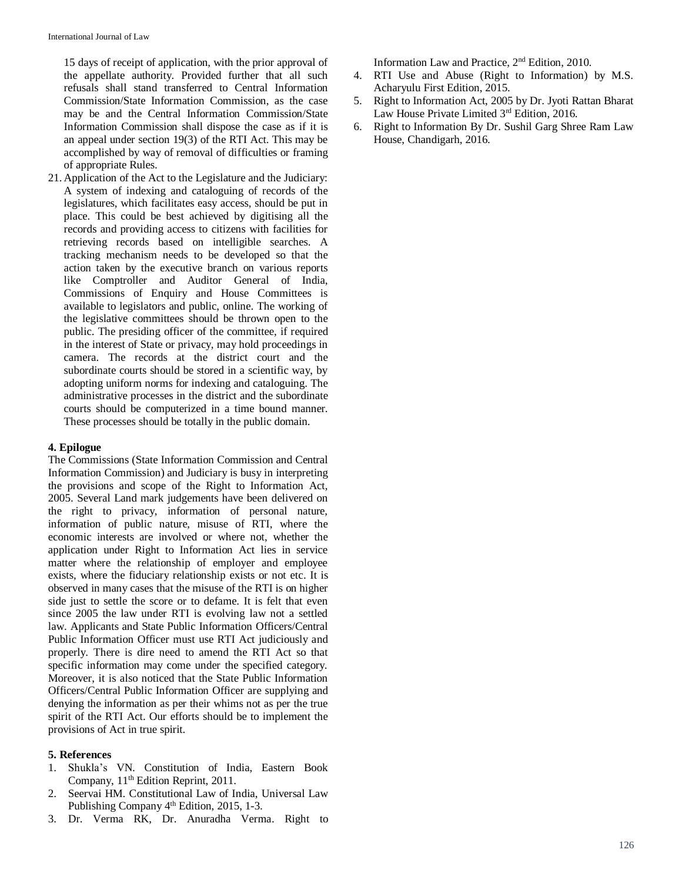15 days of receipt of application, with the prior approval of the appellate authority. Provided further that all such refusals shall stand transferred to Central Information Commission/State Information Commission, as the case may be and the Central Information Commission/State Information Commission shall dispose the case as if it is an appeal under section 19(3) of the RTI Act. This may be accomplished by way of removal of difficulties or framing of appropriate Rules.

21. Application of the Act to the Legislature and the Judiciary: A system of indexing and cataloguing of records of the legislatures, which facilitates easy access, should be put in place. This could be best achieved by digitising all the records and providing access to citizens with facilities for retrieving records based on intelligible searches. A tracking mechanism needs to be developed so that the action taken by the executive branch on various reports like Comptroller and Auditor General of India, Commissions of Enquiry and House Committees is available to legislators and public, online. The working of the legislative committees should be thrown open to the public. The presiding officer of the committee, if required in the interest of State or privacy, may hold proceedings in camera. The records at the district court and the subordinate courts should be stored in a scientific way, by adopting uniform norms for indexing and cataloguing. The administrative processes in the district and the subordinate courts should be computerized in a time bound manner. These processes should be totally in the public domain.

## 4. Epilogue

The Commissions (State Information Commission and Central Information Commission) and Judiciary is busy in interpreting the provisions and scope of the Right to Information Act, 2005. Several Land mark judgements have been delivered on the right to privacy, information of personal nature, information of public nature, misuse of RTI, where the economic interests are involved or where not, whether the application under Right to Information Act lies in service matter where the relationship of employer and employee exists, where the fiduciary relationship exists or not etc. It is observed in many cases that the misuse of the RTI is on higher side just to settle the score or to defame. It is felt that even since 2005 the law under RTI is evolving law not a settled law. Applicants and State Public Information Officers/Central Public Information Officer must use RTI Act judiciously and properly. There is dire need to amend the RTI Act so that specific information may come under the specified category. Moreover, it is also noticed that the State Public Information Officers/Central Public Information Officer are supplying and denying the information as per their whims not as per the true spirit of the RTI Act. Our efforts should be to implement the provisions of Act in true spirit.

## 5. References

1. Shukla's VN. Constitution of India, Eastern Book Company, 11th Edition Reprint, 2011.
2. Seervai HM. Constitutional Law of India, Universal Law Publishing Company 4th Edition, 2015, 1-3.
3. Dr. Verma RK, Dr. Anuradha Verma. Right to Information Law and Practice, 2nd Edition, 2010.
4. RTI Use and Abuse (Right to Information) by M.S. Acharyulu First Edition, 2015.
5. Right to Information Act, 2005 by Dr. Jyoti Rattan Bharat Law House Private Limited 3rd Edition, 2016.
6. Right to Information By Dr. Sushil Garg Shree Ram Law House, Chandigarh, 2016.